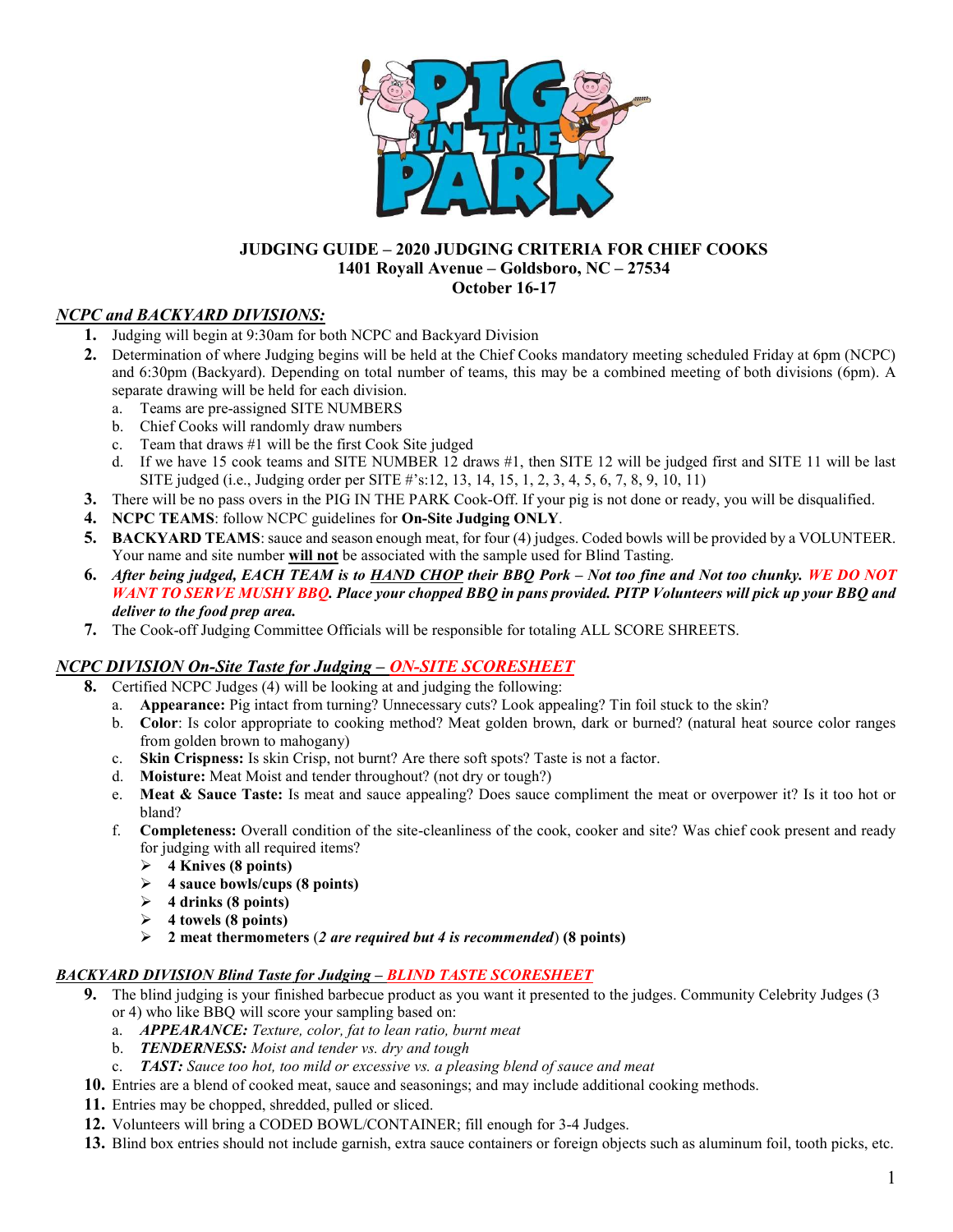**JUDGING GUIDE – 2020 JUDGING CRITERIA FOR CHIEF COOKS**
**1401 Royall Avenue – Goldsboro, NC – 27534**
**October 16-17**

## ***NCPC and BACKYARD DIVISIONS:***

1. Judging will begin at 9:30am for both NCPC and Backyard Division
2. Determination of where Judging begins will be held at the Chief Cooks mandatory meeting scheduled Friday at 6pm (NCPC) and 6:30pm (Backyard). Depending on total number of teams, this may be a combined meeting of both divisions (6pm). A separate drawing will be held for each division.
   a. Teams are pre-assigned SITE NUMBERS
   b. Chief Cooks will randomly draw numbers
   c. Team that draws #1 will be the first Cook Site judged
   d. If we have 15 cook teams and SITE NUMBER 12 draws #1, then SITE 12 will be judged first and SITE 11 will be last SITE judged (i.e., Judging order per SITE #'s:12, 13, 14, 15, 1, 2, 3, 4, 5, 6, 7, 8, 9, 10, 11)
3. There will be no pass overs in the PIG IN THE PARK Cook-Off. If your pig is not done or ready, you will be disqualified.
4. **NCPC TEAMS**: follow NCPC guidelines for **On-Site Judging ONLY**.
5. **BACKYARD TEAMS**: sauce and season enough meat, for four (4) judges. Coded bowls will be provided by a VOLUNTEER. Your name and site number **will not** be associated with the sample used for Blind Tasting.
6. ***After being judged, EACH TEAM is to HAND CHOP their BBQ Pork – Not too fine and Not too chunky. WE DO NOT WANT TO SERVE MUSHY BBQ. Place your chopped BBQ in pans provided. PITP Volunteers will pick up your BBQ and deliver to the food prep area.***
7. The Cook-off Judging Committee Officials will be responsible for totaling ALL SCORE SHREETS.

## ***NCPC DIVISION On-Site Taste for Judging – ON-SITE SCORESHEET***

8. Certified NCPC Judges (4) will be looking at and judging the following:
   a. **Appearance:** Pig intact from turning? Unnecessary cuts? Look appealing? Tin foil stuck to the skin?
   b. **Color**: Is color appropriate to cooking method? Meat golden brown, dark or burned? (natural heat source color ranges from golden brown to mahogany)
   c. **Skin Crispness:** Is skin Crisp, not burnt? Are there soft spots? Taste is not a factor.
   d. **Moisture:** Meat Moist and tender throughout? (not dry or tough?)
   e. **Meat & Sauce Taste:** Is meat and sauce appealing? Does sauce compliment the meat or overpower it? Is it too hot or bland?
   f. **Completeness:** Overall condition of the site-cleanliness of the cook, cooker and site? Was chief cook present and ready for judging with all required items?
      - **4 Knives (8 points)**
      - **4 sauce bowls/cups (8 points)**
      - **4 drinks (8 points)**
      - **4 towels (8 points)**
      - **2 meat thermometers** (***2 are required but 4 is recommended***) **(8 points)**

## ***BACKYARD DIVISION Blind Taste for Judging – BLIND TASTE SCORESHEET***

9. The blind judging is your finished barbecue product as you want it presented to the judges. Community Celebrity Judges (3 or 4) who like BBQ will score your sampling based on:
   a. ***APPEARANCE:*** *Texture, color, fat to lean ratio, burnt meat*
   b. ***TENDERNESS:*** *Moist and tender vs. dry and tough*
   c. ***TAST:*** *Sauce too hot, too mild or excessive vs. a pleasing blend of sauce and meat*
10. Entries are a blend of cooked meat, sauce and seasonings; and may include additional cooking methods.
11. Entries may be chopped, shredded, pulled or sliced.
12. Volunteers will bring a CODED BOWL/CONTAINER; fill enough for 3-4 Judges.
13. Blind box entries should not include garnish, extra sauce containers or foreign objects such as aluminum foil, tooth picks, etc.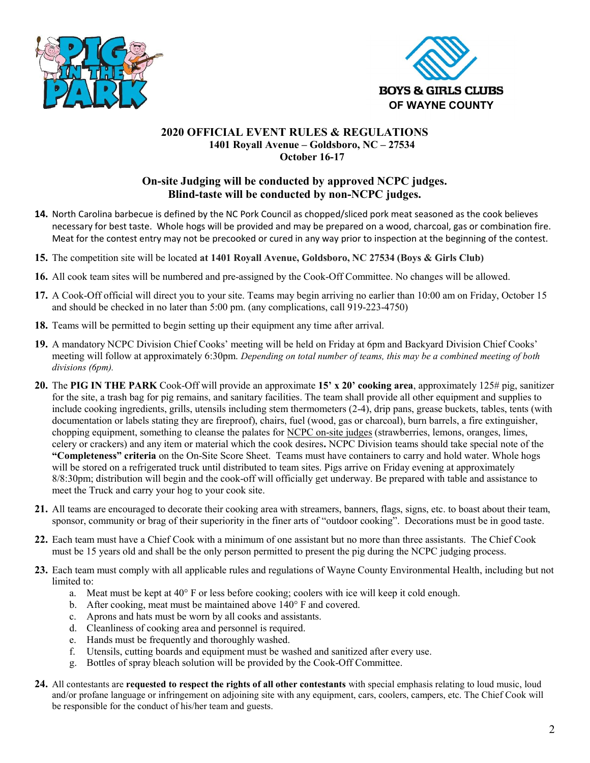## 2020 OFFICIAL EVENT RULES & REGULATIONS
**1401 Royall Avenue – Goldsboro, NC – 27534**
**October 16-17**

### On-site Judging will be conducted by approved NCPC judges. Blind-taste will be conducted by non-NCPC judges.

**14.** North Carolina barbecue is defined by the NC Pork Council as chopped/sliced pork meat seasoned as the cook believes necessary for best taste. Whole hogs will be provided and may be prepared on a wood, charcoal, gas or combination fire. Meat for the contest entry may not be precooked or cured in any way prior to inspection at the beginning of the contest.

**15.** The competition site will be located **at 1401 Royall Avenue, Goldsboro, NC 27534 (Boys & Girls Club)**

**16.** All cook team sites will be numbered and pre-assigned by the Cook-Off Committee. No changes will be allowed.

**17.** A Cook-Off official will direct you to your site. Teams may begin arriving no earlier than 10:00 am on Friday, October 15 and should be checked in no later than 5:00 pm. (any complications, call 919-223-4750)

**18.** Teams will be permitted to begin setting up their equipment any time after arrival.

**19.** A mandatory NCPC Division Chief Cooks' meeting will be held on Friday at 6pm and Backyard Division Chief Cooks' meeting will follow at approximately 6:30pm. *Depending on total number of teams, this may be a combined meeting of both divisions (6pm).*

**20.** The **PIG IN THE PARK** Cook-Off will provide an approximate **15' x 20' cooking area**, approximately 125# pig, sanitizer for the site, a trash bag for pig remains, and sanitary facilities. The team shall provide all other equipment and supplies to include cooking ingredients, grills, utensils including stem thermometers (2-4), drip pans, grease buckets, tables, tents (with documentation or labels stating they are fireproof), chairs, fuel (wood, gas or charcoal), burn barrels, a fire extinguisher, chopping equipment, something to cleanse the palates for NCPC on-site judges (strawberries, lemons, oranges, limes, celery or crackers) and any item or material which the cook desires**.** NCPC Division teams should take special note of the **"Completeness" criteria** on the On-Site Score Sheet. Teams must have containers to carry and hold water. Whole hogs will be stored on a refrigerated truck until distributed to team sites. Pigs arrive on Friday evening at approximately 8/8:30pm; distribution will begin and the cook-off will officially get underway. Be prepared with table and assistance to meet the Truck and carry your hog to your cook site.

**21.** All teams are encouraged to decorate their cooking area with streamers, banners, flags, signs, etc. to boast about their team, sponsor, community or brag of their superiority in the finer arts of "outdoor cooking". Decorations must be in good taste.

**22.** Each team must have a Chief Cook with a minimum of one assistant but no more than three assistants. The Chief Cook must be 15 years old and shall be the only person permitted to present the pig during the NCPC judging process.

**23.** Each team must comply with all applicable rules and regulations of Wayne County Environmental Health, including but not limited to:

a. Meat must be kept at 40° F or less before cooking; coolers with ice will keep it cold enough.
b. After cooking, meat must be maintained above 140° F and covered.
c. Aprons and hats must be worn by all cooks and assistants.
d. Cleanliness of cooking area and personnel is required.
e. Hands must be frequently and thoroughly washed.
f. Utensils, cutting boards and equipment must be washed and sanitized after every use.
g. Bottles of spray bleach solution will be provided by the Cook-Off Committee.

**24.** All contestants are **requested to respect the rights of all other contestants** with special emphasis relating to loud music, loud and/or profane language or infringement on adjoining site with any equipment, cars, coolers, campers, etc. The Chief Cook will be responsible for the conduct of his/her team and guests.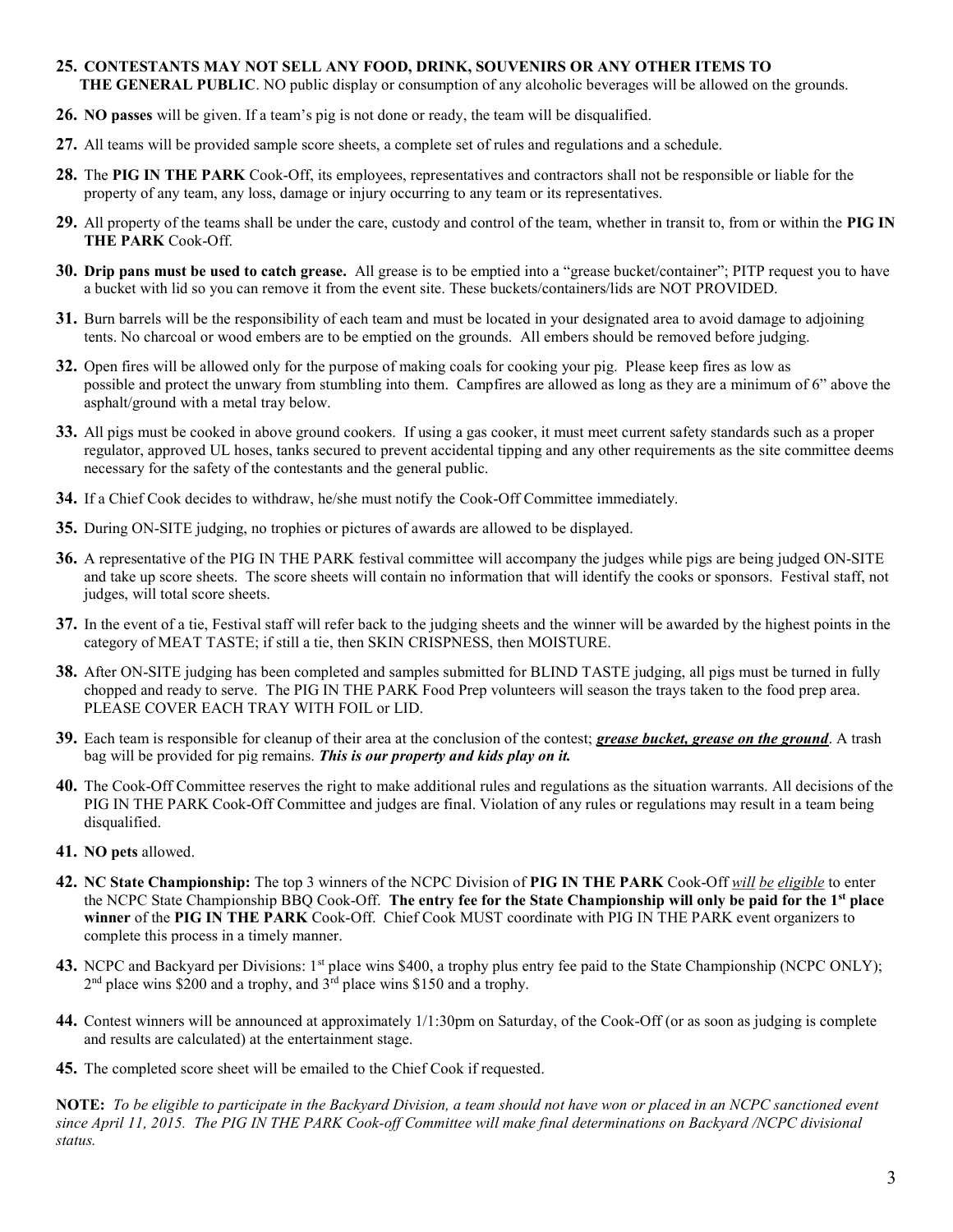25. **CONTESTANTS MAY NOT SELL ANY FOOD, DRINK, SOUVENIRS OR ANY OTHER ITEMS TO THE GENERAL PUBLIC**. NO public display or consumption of any alcoholic beverages will be allowed on the grounds.

26. **NO passes** will be given. If a team's pig is not done or ready, the team will be disqualified.

27. All teams will be provided sample score sheets, a complete set of rules and regulations and a schedule.

28. The **PIG IN THE PARK** Cook-Off, its employees, representatives and contractors shall not be responsible or liable for the property of any team, any loss, damage or injury occurring to any team or its representatives.

29. All property of the teams shall be under the care, custody and control of the team, whether in transit to, from or within the **PIG IN THE PARK** Cook-Off.

30. **Drip pans must be used to catch grease.** All grease is to be emptied into a "grease bucket/container"; PITP request you to have a bucket with lid so you can remove it from the event site. These buckets/containers/lids are NOT PROVIDED.

31. Burn barrels will be the responsibility of each team and must be located in your designated area to avoid damage to adjoining tents. No charcoal or wood embers are to be emptied on the grounds. All embers should be removed before judging.

32. Open fires will be allowed only for the purpose of making coals for cooking your pig. Please keep fires as low as possible and protect the unwary from stumbling into them. Campfires are allowed as long as they are a minimum of 6" above the asphalt/ground with a metal tray below.

33. All pigs must be cooked in above ground cookers. If using a gas cooker, it must meet current safety standards such as a proper regulator, approved UL hoses, tanks secured to prevent accidental tipping and any other requirements as the site committee deems necessary for the safety of the contestants and the general public.

34. If a Chief Cook decides to withdraw, he/she must notify the Cook-Off Committee immediately.

35. During ON-SITE judging, no trophies or pictures of awards are allowed to be displayed.

36. A representative of the PIG IN THE PARK festival committee will accompany the judges while pigs are being judged ON-SITE and take up score sheets. The score sheets will contain no information that will identify the cooks or sponsors. Festival staff, not judges, will total score sheets.

37. In the event of a tie, Festival staff will refer back to the judging sheets and the winner will be awarded by the highest points in the category of MEAT TASTE; if still a tie, then SKIN CRISPNESS, then MOISTURE.

38. After ON-SITE judging has been completed and samples submitted for BLIND TASTE judging, all pigs must be turned in fully chopped and ready to serve. The PIG IN THE PARK Food Prep volunteers will season the trays taken to the food prep area. PLEASE COVER EACH TRAY WITH FOIL or LID.

39. Each team is responsible for cleanup of their area at the conclusion of the contest; ***grease bucket, grease on the ground***. A trash bag will be provided for pig remains. ***This is our property and kids play on it.***

40. The Cook-Off Committee reserves the right to make additional rules and regulations as the situation warrants. All decisions of the PIG IN THE PARK Cook-Off Committee and judges are final. Violation of any rules or regulations may result in a team being disqualified.

41. **NO pets** allowed.

42. **NC State Championship:** The top 3 winners of the NCPC Division of **PIG IN THE PARK** Cook-Off *will be eligible* to enter the NCPC State Championship BBQ Cook-Off. **The entry fee for the State Championship will only be paid for the 1st place winner** of the **PIG IN THE PARK** Cook-Off. Chief Cook MUST coordinate with PIG IN THE PARK event organizers to complete this process in a timely manner.

43. NCPC and Backyard per Divisions: 1st place wins $400, a trophy plus entry fee paid to the State Championship (NCPC ONLY); 2nd place wins $200 and a trophy, and 3rd place wins $150 and a trophy.

44. Contest winners will be announced at approximately 1/1:30pm on Saturday, of the Cook-Off (or as soon as judging is complete and results are calculated) at the entertainment stage.

45. The completed score sheet will be emailed to the Chief Cook if requested.

**NOTE:** *To be eligible to participate in the Backyard Division, a team should not have won or placed in an NCPC sanctioned event since April 11, 2015. The PIG IN THE PARK Cook-off Committee will make final determinations on Backyard /NCPC divisional status.*